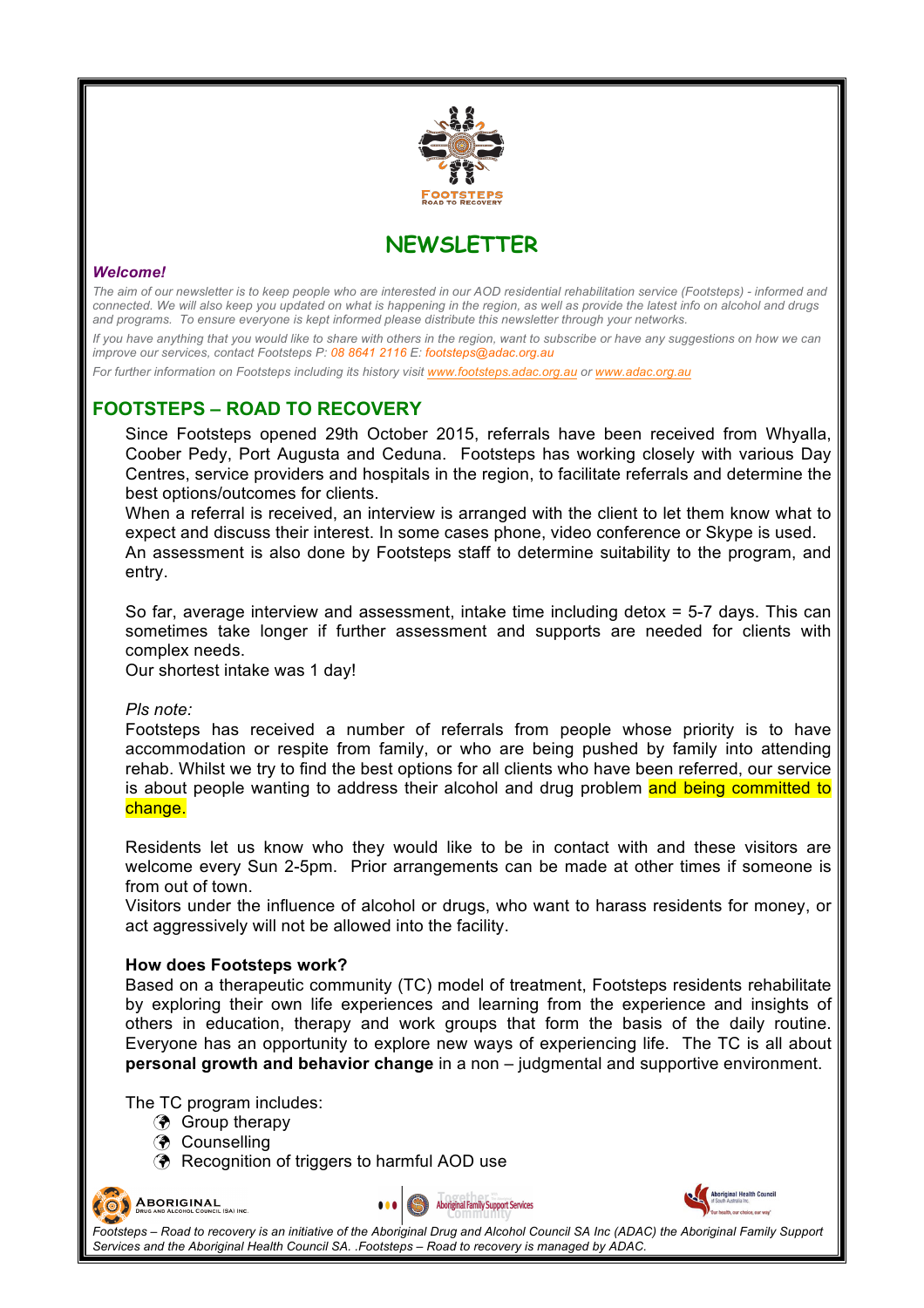FOOTSTEPS
Road to Recovery

# NEWSLETTER

***Welcome!***

*The aim of our newsletter is to keep people who are interested in our AOD residential rehabilitation service (Footsteps) - informed and connected. We will also keep you updated on what is happening in the region, as well as provide the latest info on alcohol and drugs and programs. To ensure everyone is kept informed please distribute this newsletter through your networks.*

*If you have anything that you would like to share with others in the region, want to subscribe or have any suggestions on how we can improve our services, contact Footsteps P: 08 8641 2116 E: footsteps@adac.org.au*

*For further information on Footsteps including its history visit www.footsteps.adac.org.au or www.adac.org.au*

## FOOTSTEPS – ROAD TO RECOVERY

Since Footsteps opened 29th October 2015, referrals have been received from Whyalla, Coober Pedy, Port Augusta and Ceduna. Footsteps has working closely with various Day Centres, service providers and hospitals in the region, to facilitate referrals and determine the best options/outcomes for clients.

When a referral is received, an interview is arranged with the client to let them know what to expect and discuss their interest. In some cases phone, video conference or Skype is used.

An assessment is also done by Footsteps staff to determine suitability to the program, and entry.

So far, average interview and assessment, intake time including detox = 5-7 days. This can sometimes take longer if further assessment and supports are needed for clients with complex needs.

Our shortest intake was 1 day!

*Pls note:*

Footsteps has received a number of referrals from people whose priority is to have accommodation or respite from family, or who are being pushed by family into attending rehab. Whilst we try to find the best options for all clients who have been referred, our service is about people wanting to address their alcohol and drug problem and being committed to change.

Residents let us know who they would like to be in contact with and these visitors are welcome every Sun 2-5pm. Prior arrangements can be made at other times if someone is from out of town.

Visitors under the influence of alcohol or drugs, who want to harass residents for money, or act aggressively will not be allowed into the facility.

### How does Footsteps work?

Based on a therapeutic community (TC) model of treatment, Footsteps residents rehabilitate by exploring their own life experiences and learning from the experience and insights of others in education, therapy and work groups that form the basis of the daily routine. Everyone has an opportunity to explore new ways of experiencing life. The TC is all about **personal growth and behavior change** in a non – judgmental and supportive environment.

The TC program includes:

- Group therapy
- Counselling
- Recognition of triggers to harmful AOD use

Aboriginal Drug and Alcohol Council (SA) Inc. | Together for the Community – Aboriginal Family Support Services | Aboriginal Health Council of South Australia Inc.

*Footsteps – Road to recovery is an initiative of the Aboriginal Drug and Alcohol Council SA Inc (ADAC) the Aboriginal Family Support Services and the Aboriginal Health Council SA. .Footsteps – Road to recovery is managed by ADAC.*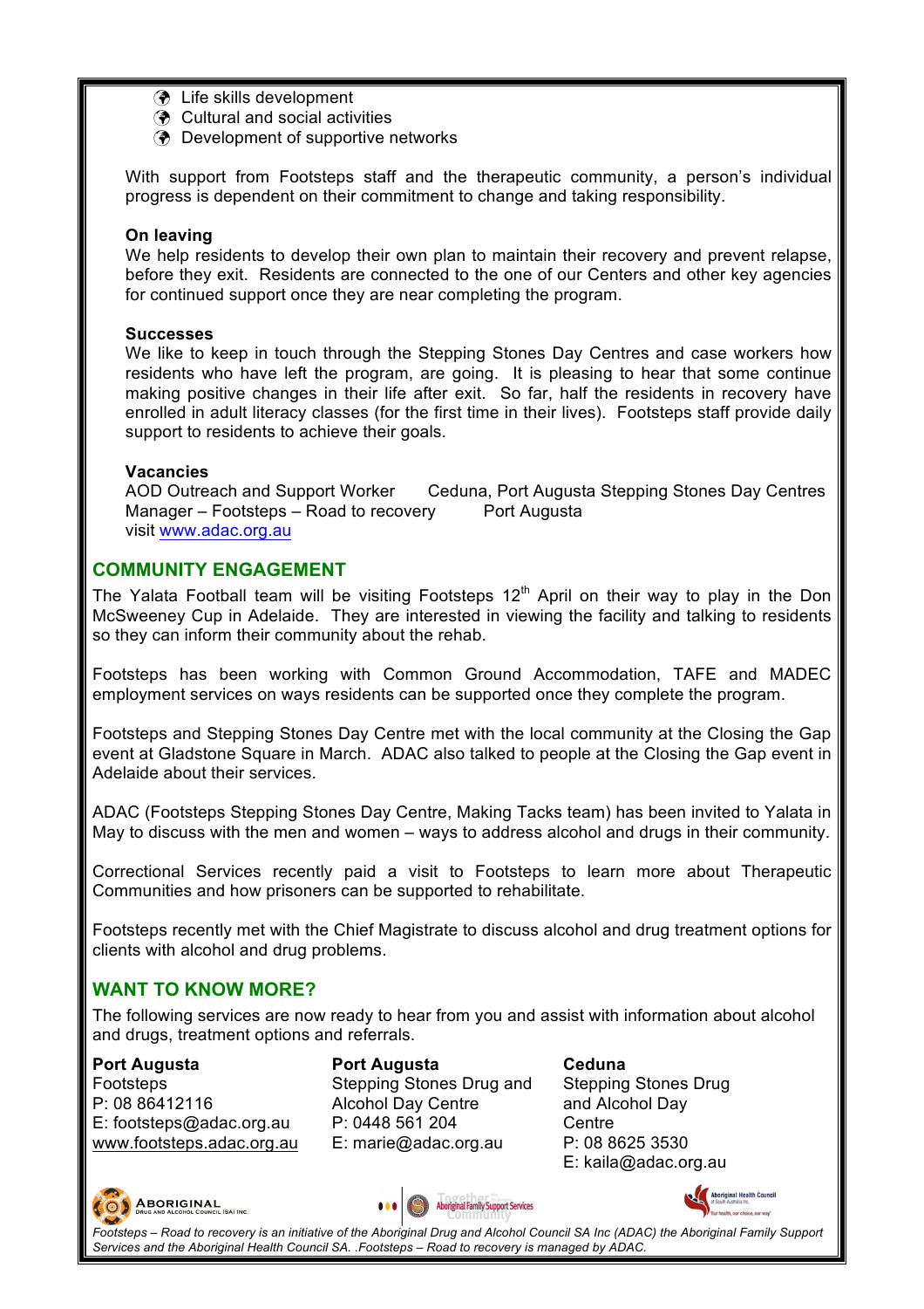- Life skills development
- Cultural and social activities
- Development of supportive networks

With support from Footsteps staff and the therapeutic community, a person's individual progress is dependent on their commitment to change and taking responsibility.

**On leaving**

We help residents to develop their own plan to maintain their recovery and prevent relapse, before they exit. Residents are connected to the one of our Centers and other key agencies for continued support once they are near completing the program.

**Successes**

We like to keep in touch through the Stepping Stones Day Centres and case workers how residents who have left the program, are going. It is pleasing to hear that some continue making positive changes in their life after exit. So far, half the residents in recovery have enrolled in adult literacy classes (for the first time in their lives). Footsteps staff provide daily support to residents to achieve their goals.

**Vacancies**

AOD Outreach and Support Worker — Ceduna, Port Augusta Stepping Stones Day Centres
Manager – Footsteps – Road to recovery — Port Augusta
visit www.adac.org.au

## COMMUNITY ENGAGEMENT

The Yalata Football team will be visiting Footsteps 12th April on their way to play in the Don McSweeney Cup in Adelaide. They are interested in viewing the facility and talking to residents so they can inform their community about the rehab.

Footsteps has been working with Common Ground Accommodation, TAFE and MADEC employment services on ways residents can be supported once they complete the program.

Footsteps and Stepping Stones Day Centre met with the local community at the Closing the Gap event at Gladstone Square in March. ADAC also talked to people at the Closing the Gap event in Adelaide about their services.

ADAC (Footsteps Stepping Stones Day Centre, Making Tacks team) has been invited to Yalata in May to discuss with the men and women – ways to address alcohol and drugs in their community.

Correctional Services recently paid a visit to Footsteps to learn more about Therapeutic Communities and how prisoners can be supported to rehabilitate.

Footsteps recently met with the Chief Magistrate to discuss alcohol and drug treatment options for clients with alcohol and drug problems.

## WANT TO KNOW MORE?

The following services are now ready to hear from you and assist with information about alcohol and drugs, treatment options and referrals.

**Port Augusta**
Footsteps
P: 08 86412116
E: footsteps@adac.org.au
www.footsteps.adac.org.au

**Port Augusta**
Stepping Stones Drug and Alcohol Day Centre
P: 0448 561 204
E: marie@adac.org.au

**Ceduna**
Stepping Stones Drug and Alcohol Day Centre
P: 08 8625 3530
E: kaila@adac.org.au

*Footsteps – Road to recovery is an initiative of the Aboriginal Drug and Alcohol Council SA Inc (ADAC) the Aboriginal Family Support Services and the Aboriginal Health Council SA. .Footsteps – Road to recovery is managed by ADAC.*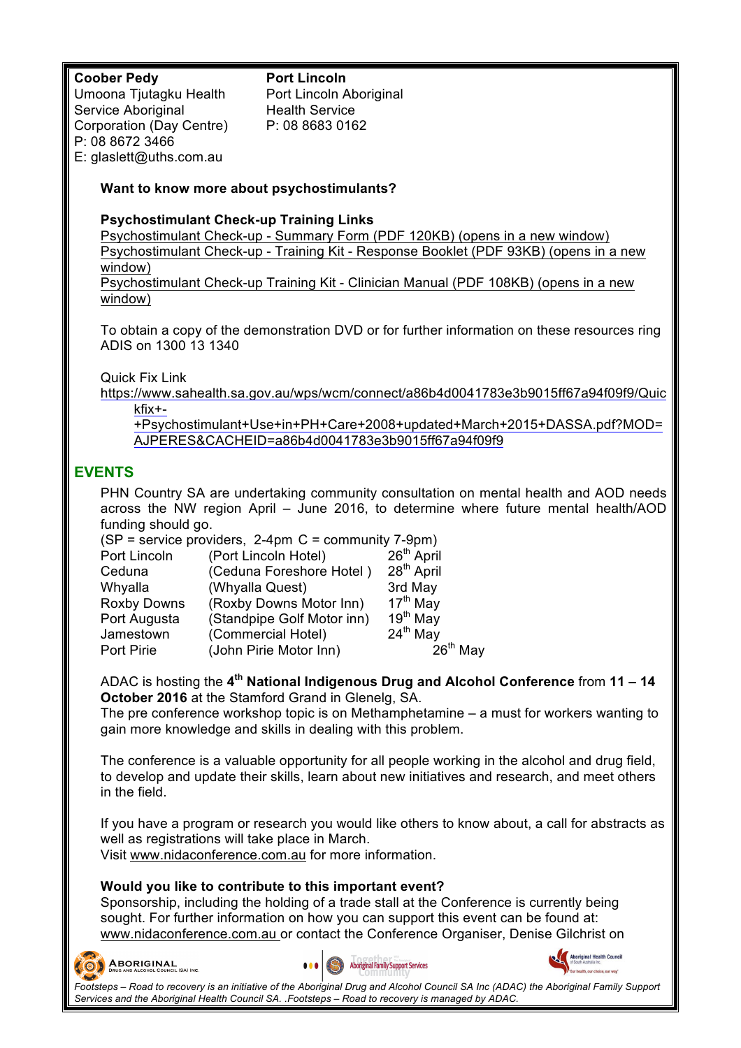**Coober Pedy**
Umoona Tjutagku Health Service Aboriginal Corporation (Day Centre)
P: 08 8672 3466
E: glaslett@uths.com.au

**Port Lincoln**
Port Lincoln Aboriginal Health Service
P: 08 8683 0162

**Want to know more about psychostimulants?**

**Psychostimulant Check-up Training Links**

Psychostimulant Check-up - Summary Form (PDF 120KB) (opens in a new window)
Psychostimulant Check-up - Training Kit - Response Booklet (PDF 93KB) (opens in a new window)
Psychostimulant Check-up Training Kit - Clinician Manual (PDF 108KB) (opens in a new window)

To obtain a copy of the demonstration DVD or for further information on these resources ring ADIS on 1300 13 1340

Quick Fix Link
https://www.sahealth.sa.gov.au/wps/wcm/connect/a86b4d0041783e3b9015ff67a94f09f9/Quickfix+-+Psychostimulant+Use+in+PH+Care+2008+updated+March+2015+DASSA.pdf?MOD=AJPERES&CACHEID=a86b4d0041783e3b9015ff67a94f09f9

## EVENTS

PHN Country SA are undertaking community consultation on mental health and AOD needs across the NW region April – June 2016, to determine where future mental health/AOD funding should go.

(SP = service providers, 2-4pm C = community 7-9pm)

| | | |
|---|---|---|
| Port Lincoln | (Port Lincoln Hotel) | 26th April |
| Ceduna | (Ceduna Foreshore Hotel ) | 28th April |
| Whyalla | (Whyalla Quest) | 3rd May |
| Roxby Downs | (Roxby Downs Motor Inn) | 17th May |
| Port Augusta | (Standpipe Golf Motor inn) | 19th May |
| Jamestown | (Commercial Hotel) | 24th May |
| Port Pirie | (John Pirie Motor Inn) | 26th May |

ADAC is hosting the **4th National Indigenous Drug and Alcohol Conference** from **11 – 14 October 2016** at the Stamford Grand in Glenelg, SA.
The pre conference workshop topic is on Methamphetamine – a must for workers wanting to gain more knowledge and skills in dealing with this problem.

The conference is a valuable opportunity for all people working in the alcohol and drug field, to develop and update their skills, learn about new initiatives and research, and meet others in the field.

If you have a program or research you would like others to know about, a call for abstracts as well as registrations will take place in March.
Visit www.nidaconference.com.au for more information.

**Would you like to contribute to this important event?**
Sponsorship, including the holding of a trade stall at the Conference is currently being sought. For further information on how you can support this event can be found at: www.nidaconference.com.au or contact the Conference Organiser, Denise Gilchrist on

*Footsteps – Road to recovery is an initiative of the Aboriginal Drug and Alcohol Council SA Inc (ADAC) the Aboriginal Family Support Services and the Aboriginal Health Council SA. .Footsteps – Road to recovery is managed by ADAC.*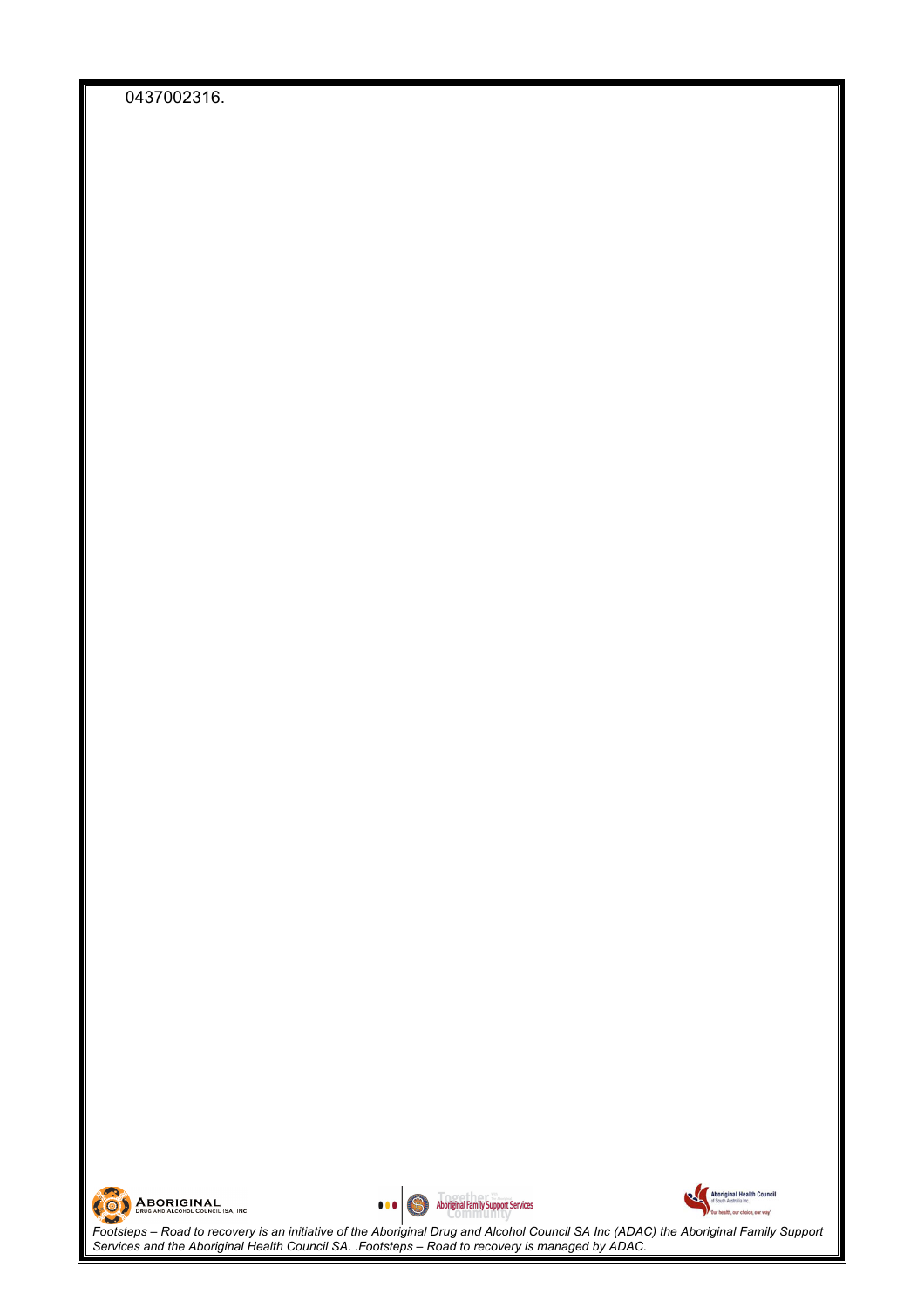0437002316.